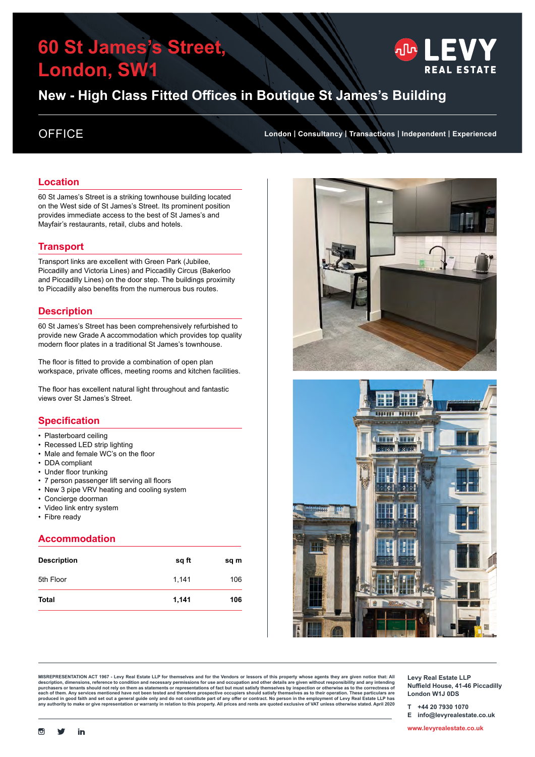# 60 St James's Street, London, SW1

LEVY REAL ESTATE

## New - High Class Fitted Offices in Boutique St James's Building

OFFICE

**London | Consultancy | Transactions | Independent | Experienced**

## Location

60 St James's Street is a striking townhouse building located on the West side of St James's Street. Its prominent position provides immediate access to the best of St James's and Mayfair's restaurants, retail, clubs and hotels.

## Transport

Transport links are excellent with Green Park (Jubilee, Piccadilly and Victoria Lines) and Piccadilly Circus (Bakerloo and Piccadilly Lines) on the door step. The buildings proximity to Piccadilly also benefits from the numerous bus routes.

## Description

60 St James's Street has been comprehensively refurbished to provide new Grade A accommodation which provides top quality modern floor plates in a traditional St James's townhouse.

The floor is fitted to provide a combination of open plan workspace, private offices, meeting rooms and kitchen facilities.

The floor has excellent natural light throughout and fantastic views over St James's Street.

## Specification

- Plasterboard ceiling
- Recessed LED strip lighting
- Male and female WC's on the floor
- DDA compliant
- Under floor trunking
- 7 person passenger lift serving all floors
- New 3 pipe VRV heating and cooling system
- Concierge doorman
- Video link entry system
- Fibre ready

## Accommodation

| Description | sq ft | sq m |
|---|---|---|
| 5th Floor | 1,141 | 106 |
| **Total** | **1,141** | **106** |

**MISREPRESENTATION ACT 1967 -** Levy Real Estate LLP for themselves and for the Vendors or lessors of this property whose agents they are given notice that: All description, dimensions, reference to condition and necessary permissions for use and occupation and other details are given without responsibility and any intending purchasers or tenants should not rely on them as statements or representations of fact but must satisfy themselves by inspection or otherwise as to the correctness of each of them. Any services mentioned have not been tested and therefore prospective occupiers should satisfy themselves as to their operation. These particulars are produced in good faith and set out a general guide only and do not constitute part of any offer or contract. No person in the employment of Levy Real Estate LLP has any authority to make or give representation or warranty in relation to this property. All prices and rents are quoted exclusive of VAT unless otherwise stated. April 2020

**Levy Real Estate LLP**
**Nuffield House, 41-46 Piccadilly**
**London W1J 0DS**

**T** +44 20 7930 1070
**E** info@levyrealestate.co.uk

www.levyrealestate.co.uk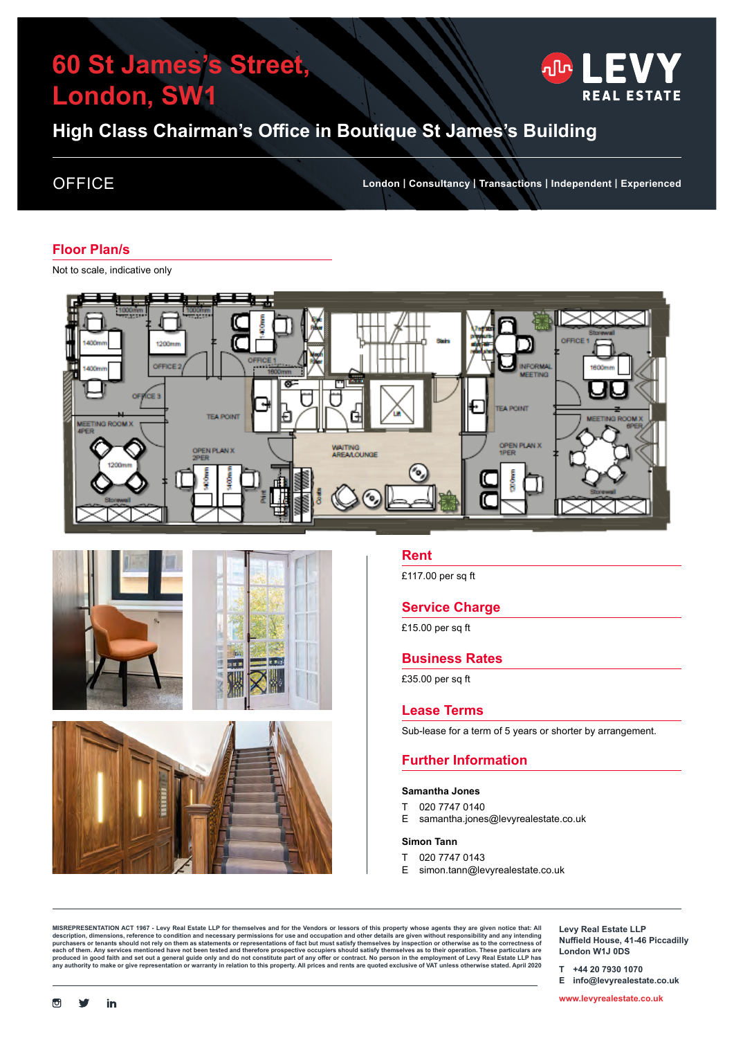# 60 St James's Street, London, SW1

LEVY REAL ESTATE

## High Class Chairman's Office in Boutique St James's Building

OFFICE

London | Consultancy | Transactions | Independent | Experienced

## Floor Plan/s

Not to scale, indicative only

## Rent

£117.00 per sq ft

## Service Charge

£15.00 per sq ft

## Business Rates

£35.00 per sq ft

## Lease Terms

Sub-lease for a term of 5 years or shorter by arrangement.

## Further Information

**Samantha Jones**

T 020 7747 0140
E samantha.jones@levyrealestate.co.uk

**Simon Tann**

T 020 7747 0143
E simon.tann@levyrealestate.co.uk

MISREPRESENTATION ACT 1967 - Levy Real Estate LLP for themselves and for the Vendors or lessors of this property whose agents they are given notice that: All description, dimensions, reference to condition and necessary permissions for use and occupation and other details are given without responsibility and any intending purchasers or tenants should not rely on them as statements or representations of fact but must satisfy themselves by inspection or otherwise as to the correctness of each of them. Any services mentioned have not been tested and therefore prospective occupiers should satisfy themselves as to their operation. These particulars are produced in good faith and set out a general guide only and do not constitute part of any offer or contract. No person in the employment of Levy Real Estate LLP has any authority to make or give representation or warranty in relation to this property. All prices and rents are quoted exclusive of VAT unless otherwise stated. April 2020

**Levy Real Estate LLP**
**Nuffield House, 41-46 Piccadilly**
**London W1J 0DS**

**T +44 20 7930 1070**
**E info@levyrealestate.co.uk**

www.levyrealestate.co.uk